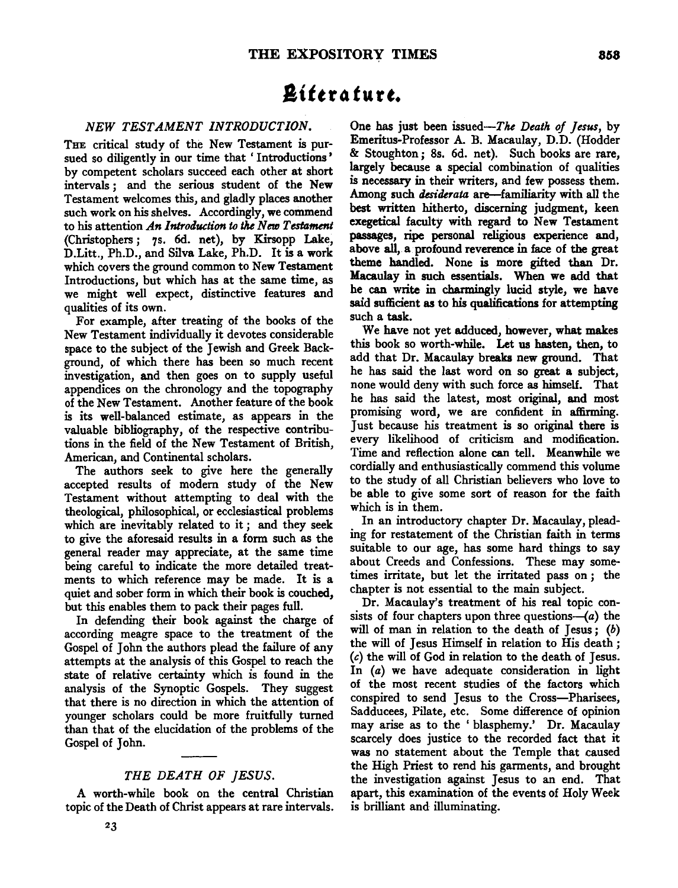# Literature.

## NEW TESTAMENT INTRODUCTION.

The critical study of the New Testament is pursued so diligently in our time that 'Introductions' by competent scholars succeed each other at short intervals; and the serious student of the New Testament welcomes this, and gladly places another such work on his shelves. Accordingly, we commend to his attention *An Introduction to the New Testament* (Christophers; 7s. 6d. net), by Kirsopp Lake, D.Litt., Ph.D., and Silva Lake, Ph.D. It is a work which covers the ground common to New Testament Introductions, but which has at the same time, as we might well expect, distinctive features and qualities of its own.

For example, after treating of the books of the New Testament individually it devotes considerable space to the subject of the Jewish and Greek Background, of which there has been so much recent investigation, and then goes on to supply useful appendices on the chronology and the topography of the New Testament. Another feature of the book is its well-balanced estimate, as appears in the valuable bibliography, of the respective contributions in the field of the New Testament of British, American, and Continental scholars.

The authors seek to give here the generally accepted results of modern study of the New Testament without attempting to deal with the theological, philosophical, or ecclesiastical problems which are inevitably related to it; and they seek to give the aforesaid results in a form such as the general reader may appreciate, at the same time being careful to indicate the more detailed treatments to which reference may be made. It is a quiet and sober form in which their book is couched, but this enables them to pack their pages full.

In defending their book against the charge of according meagre space to the treatment of the Gospel of John the authors plead the failure of any attempts at the analysis of this Gospel to reach the state of relative certainty which is found in the analysis of the Synoptic Gospels. They suggest that there is no direction in which the attention of younger scholars could be more fruitfully turned than that of the elucidation of the problems of the Gospel of John.

## THE DEATH OF JESUS.

A worth-while book on the central Christian topic of the Death of Christ appears at rare intervals. One has just been issued—*The Death of Jesus*, by Emeritus-Professor A. B. Macaulay, D.D. (Hodder & Stoughton; 8s. 6d. net). Such books are rare, largely because a special combination of qualities is necessary in their writers, and few possess them. Among such *desiderata* are—familiarity with all the best written hitherto, discerning judgment, keen exegetical faculty with regard to New Testament passages, ripe personal religious experience and, above all, a profound reverence in face of the great theme handled. None is more gifted than Dr. Macaulay in such essentials. When we add that he can write in charmingly lucid style, we have said sufficient as to his qualifications for attempting such a task.

We have not yet adduced, however, what makes this book so worth-while. Let us hasten, then, to add that Dr. Macaulay breaks new ground. That he has said the last word on so great a subject, none would deny with such force as himself. That he has said the latest, most original, and most promising word, we are confident in affirming. Just because his treatment is so original there is every likelihood of criticism and modification. Time and reflection alone can tell. Meanwhile we cordially and enthusiastically commend this volume to the study of all Christian believers who love to be able to give some sort of reason for the faith which is in them.

In an introductory chapter Dr. Macaulay, pleading for restatement of the Christian faith in terms suitable to our age, has some hard things to say about Creeds and Confessions. These may sometimes irritate, but let the irritated pass on; the chapter is not essential to the main subject.

Dr. Macaulay's treatment of his real topic consists of four chapters upon three questions—(*a*) the will of man in relation to the death of Jesus; (*b*) the will of Jesus Himself in relation to His death; (*c*) the will of God in relation to the death of Jesus. In (*a*) we have adequate consideration in light of the most recent studies of the factors which conspired to send Jesus to the Cross—Pharisees, Sadducees, Pilate, etc. Some difference of opinion may arise as to the 'blasphemy.' Dr. Macaulay scarcely does justice to the recorded fact that it was no statement about the Temple that caused the High Priest to rend his garments, and brought the investigation against Jesus to an end. That apart, this examination of the events of Holy Week is brilliant and illuminating.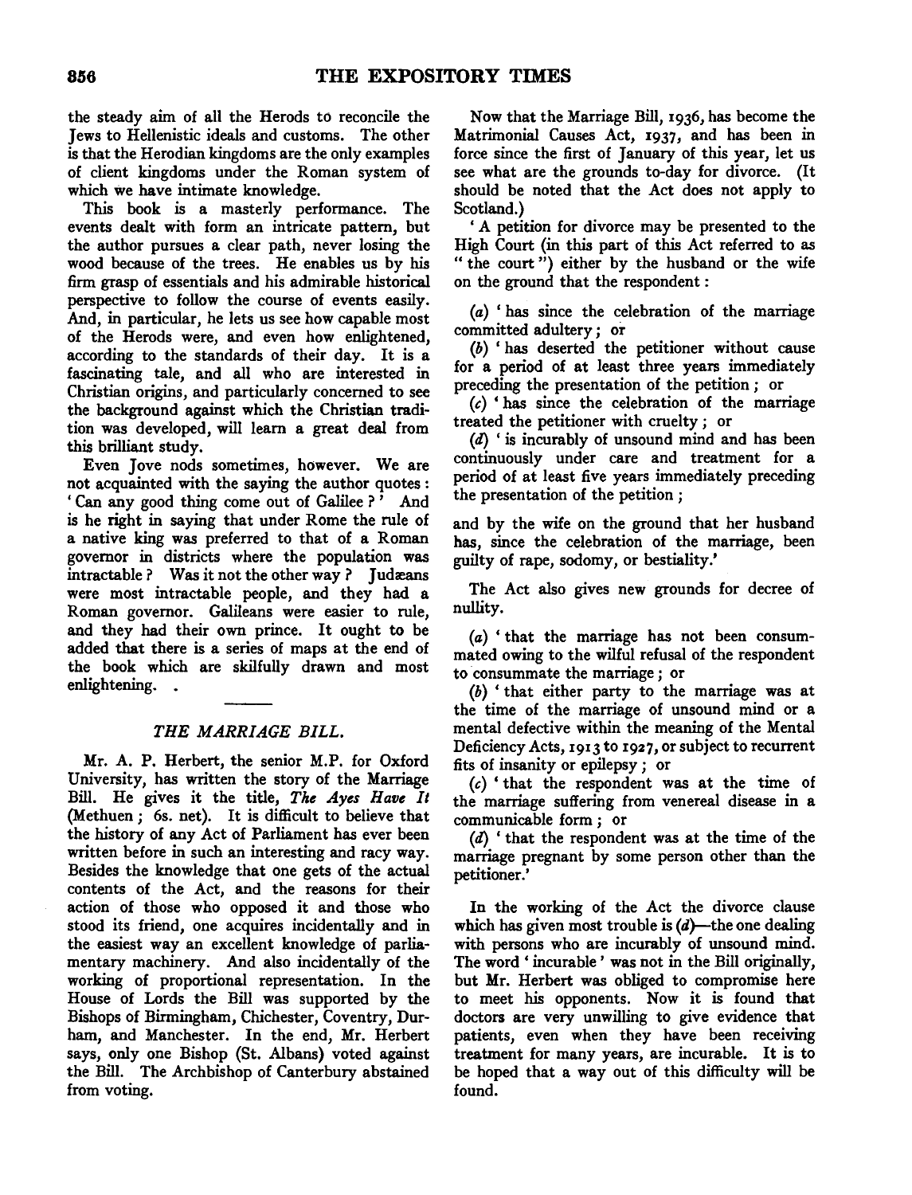the steady aim of all the Herods to reconcile the Jews to Hellenistic ideals and customs. The other is that the Herodian kingdoms are the only examples of client kingdoms under the Roman system of which we have intimate knowledge.

This book is a masterly performance. The events dealt with form an intricate pattern, but the author pursues a clear path, never losing the wood because of the trees. He enables us by his firm grasp of essentials and his admirable historical perspective to follow the course of events easily. And, in particular, he lets us see how capable most of the Herods were, and even how enlightened, according to the standards of their day. It is a fascinating tale, and all who are interested in Christian origins, and particularly concerned to see the background against which the Christian tradition was developed, will learn a great deal from this brilliant study.

Even Jove nods sometimes, however. We are not acquainted with the saying the author quotes: 'Can any good thing come out of Galilee?' And is he right in saying that under Rome the rule of a native king was preferred to that of a Roman governor in districts where the population was intractable? Was it not the other way? Judæans were most intractable people, and they had a Roman governor. Galileans were easier to rule, and they had their own prince. It ought to be added that there is a series of maps at the end of the book which are skilfully drawn and most enlightening.

## *THE MARRIAGE BILL.*

Mr. A. P. Herbert, the senior M.P. for Oxford University, has written the story of the Marriage Bill. He gives it the title, *The Ayes Have It* (Methuen; 6s. net). It is difficult to believe that the history of any Act of Parliament has ever been written before in such an interesting and racy way. Besides the knowledge that one gets of the actual contents of the Act, and the reasons for their action of those who opposed it and those who stood its friend, one acquires incidentally and in the easiest way an excellent knowledge of parliamentary machinery. And also incidentally of the working of proportional representation. In the House of Lords the Bill was supported by the Bishops of Birmingham, Chichester, Coventry, Durham, and Manchester. In the end, Mr. Herbert says, only one Bishop (St. Albans) voted against the Bill. The Archbishop of Canterbury abstained from voting.

Now that the Marriage Bill, 1936, has become the Matrimonial Causes Act, 1937, and has been in force since the first of January of this year, let us see what are the grounds to-day for divorce. (It should be noted that the Act does not apply to Scotland.)

'A petition for divorce may be presented to the High Court (in this part of this Act referred to as "the court") either by the husband or the wife on the ground that the respondent:

(*a*) 'has since the celebration of the marriage committed adultery; or

(*b*) 'has deserted the petitioner without cause for a period of at least three years immediately preceding the presentation of the petition; or

(*c*) 'has since the celebration of the marriage treated the petitioner with cruelty; or

(*d*) 'is incurably of unsound mind and has been continuously under care and treatment for a period of at least five years immediately preceding the presentation of the petition;

and by the wife on the ground that her husband has, since the celebration of the marriage, been guilty of rape, sodomy, or bestiality.'

The Act also gives new grounds for decree of nullity.

(*a*) 'that the marriage has not been consummated owing to the wilful refusal of the respondent to consummate the marriage; or

(*b*) 'that either party to the marriage was at the time of the marriage of unsound mind or a mental defective within the meaning of the Mental Deficiency Acts, 1913 to 1927, or subject to recurrent fits of insanity or epilepsy; or

(*c*) 'that the respondent was at the time of the marriage suffering from venereal disease in a communicable form; or

(*d*) 'that the respondent was at the time of the marriage pregnant by some person other than the petitioner.'

In the working of the Act the divorce clause which has given most trouble is (*d*)—the one dealing with persons who are incurably of unsound mind. The word 'incurable' was not in the Bill originally, but Mr. Herbert was obliged to compromise here to meet his opponents. Now it is found that doctors are very unwilling to give evidence that patients, even when they have been receiving treatment for many years, are incurable. It is to be hoped that a way out of this difficulty will be found.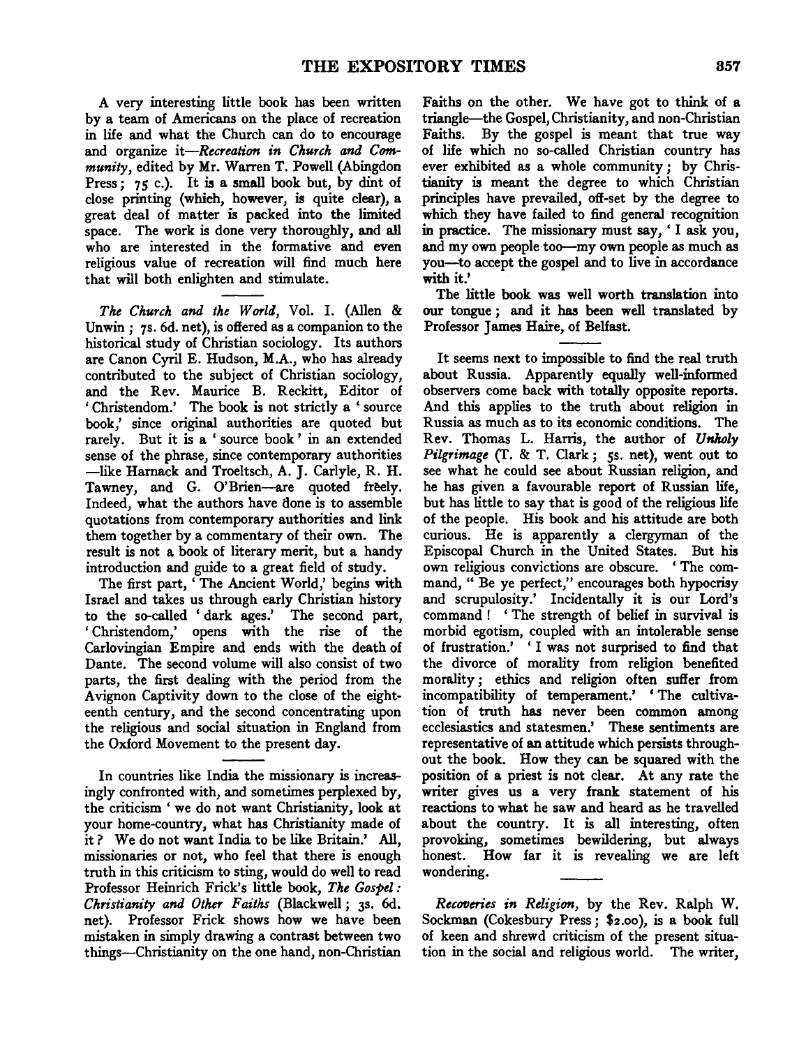A very interesting little book has been written by a team of Americans on the place of recreation in life and what the Church can do to encourage and organize it—*Recreation in Church and Community*, edited by Mr. Warren T. Powell (Abingdon Press; 75 c.). It is a small book but, by dint of close printing (which, however, is quite clear), a great deal of matter is packed into the limited space. The work is done very thoroughly, and all who are interested in the formative and even religious value of recreation will find much here that will both enlighten and stimulate.

---

*The Church and the World*, Vol. I. (Allen & Unwin; 7s. 6d. net), is offered as a companion to the historical study of Christian sociology. Its authors are Canon Cyril E. Hudson, M.A., who has already contributed to the subject of Christian sociology, and the Rev. Maurice B. Reckitt, Editor of 'Christendom.' The book is not strictly a 'source book,' since original authorities are quoted but rarely. But it is a 'source book' in an extended sense of the phrase, since contemporary authorities —like Harnack and Troeltsch, A. J. Carlyle, R. H. Tawney, and G. O'Brien—are quoted freely. Indeed, what the authors have done is to assemble quotations from contemporary authorities and link them together by a commentary of their own. The result is not a book of literary merit, but a handy introduction and guide to a great field of study.

The first part, 'The Ancient World,' begins with Israel and takes us through early Christian history to the so-called 'dark ages.' The second part, 'Christendom,' opens with the rise of the Carlovingian Empire and ends with the death of Dante. The second volume will also consist of two parts, the first dealing with the period from the Avignon Captivity down to the close of the eighteenth century, and the second concentrating upon the religious and social situation in England from the Oxford Movement to the present day.

---

In countries like India the missionary is increasingly confronted with, and sometimes perplexed by, the criticism 'we do not want Christianity, look at your home-country, what has Christianity made of it? We do not want India to be like Britain.' All, missionaries or not, who feel that there is enough truth in this criticism to sting, would do well to read Professor Heinrich Frick's little book, *The Gospel: Christianity and Other Faiths* (Blackwell; 3s. 6d. net). Professor Frick shows how we have been mistaken in simply drawing a contrast between two things—Christianity on the one hand, non-Christian Faiths on the other. We have got to think of a triangle—the Gospel, Christianity, and non-Christian Faiths. By the gospel is meant that true way of life which no so-called Christian country has ever exhibited as a whole community; by Christianity is meant the degree to which Christian principles have prevailed, off-set by the degree to which they have failed to find general recognition in practice. The missionary must say, 'I ask you, and my own people too—my own people as much as you—to accept the gospel and to live in accordance with it.'

The little book was well worth translation into our tongue; and it has been well translated by Professor James Haire, of Belfast.

---

It seems next to impossible to find the real truth about Russia. Apparently equally well-informed observers come back with totally opposite reports. And this applies to the truth about religion in Russia as much as to its economic conditions. The Rev. Thomas L. Harris, the author of *Unholy Pilgrimage* (T. & T. Clark; 5s. net), went out to see what he could see about Russian religion, and he has given a favourable report of Russian life, but has little to say that is good of the religious life of the people. His book and his attitude are both curious. He is apparently a clergyman of the Episcopal Church in the United States. But his own religious convictions are obscure. 'The command, "Be ye perfect," encourages both hypocrisy and scrupulosity.' Incidentally it is our Lord's command! 'The strength of belief in survival is morbid egotism, coupled with an intolerable sense of frustration.' 'I was not surprised to find that the divorce of morality from religion benefited morality; ethics and religion often suffer from incompatibility of temperament.' 'The cultivation of truth has never been common among ecclesiastics and statesmen.' These sentiments are representative of an attitude which persists throughout the book. How they can be squared with the position of a priest is not clear. At any rate the writer gives us a very frank statement of his reactions to what he saw and heard as he travelled about the country. It is all interesting, often provoking, sometimes bewildering, but always honest. How far it is revealing we are left wondering.

---

*Recoveries in Religion*, by the Rev. Ralph W. Sockman (Cokesbury Press; $2.00), is a book full of keen and shrewd criticism of the present situation in the social and religious world. The writer,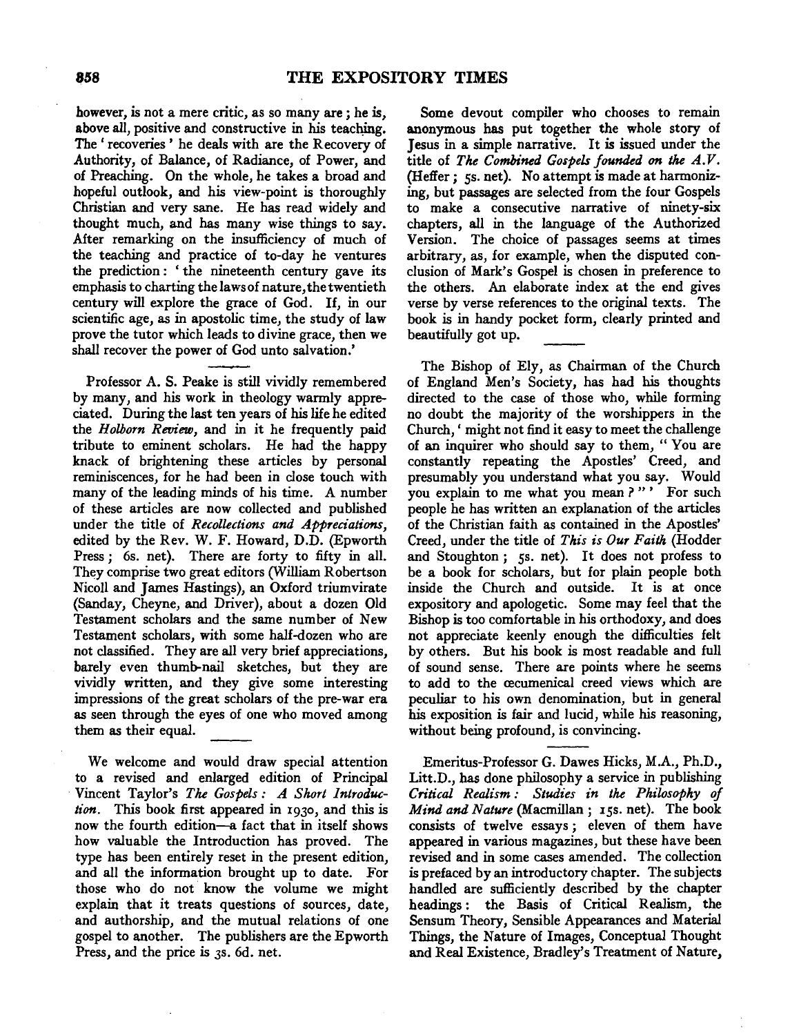however, is not a mere critic, as so many are; he is, above all, positive and constructive in his teaching. The 'recoveries' he deals with are the Recovery of Authority, of Balance, of Radiance, of Power, and of Preaching. On the whole, he takes a broad and hopeful outlook, and his view-point is thoroughly Christian and very sane. He has read widely and thought much, and has many wise things to say. After remarking on the insufficiency of much of the teaching and practice of to-day he ventures the prediction: 'the nineteenth century gave its emphasis to charting the laws of nature, the twentieth century will explore the grace of God. If, in our scientific age, as in apostolic time, the study of law prove the tutor which leads to divine grace, then we shall recover the power of God unto salvation.'

Professor A. S. Peake is still vividly remembered by many, and his work in theology warmly appreciated. During the last ten years of his life he edited the *Holborn Review*, and in it he frequently paid tribute to eminent scholars. He had the happy knack of brightening these articles by personal reminiscences, for he had been in close touch with many of the leading minds of his time. A number of these articles are now collected and published under the title of *Recollections and Appreciations*, edited by the Rev. W. F. Howard, D.D. (Epworth Press; 6s. net). There are forty to fifty in all. They comprise two great editors (William Robertson Nicoll and James Hastings), an Oxford triumvirate (Sanday, Cheyne, and Driver), about a dozen Old Testament scholars and the same number of New Testament scholars, with some half-dozen who are not classified. They are all very brief appreciations, barely even thumb-nail sketches, but they are vividly written, and they give some interesting impressions of the great scholars of the pre-war era as seen through the eyes of one who moved among them as their equal.

We welcome and would draw special attention to a revised and enlarged edition of Principal Vincent Taylor's *The Gospels: A Short Introduction*. This book first appeared in 1930, and this is now the fourth edition—a fact that in itself shows how valuable the Introduction has proved. The type has been entirely reset in the present edition, and all the information brought up to date. For those who do not know the volume we might explain that it treats questions of sources, date, and authorship, and the mutual relations of one gospel to another. The publishers are the Epworth Press, and the price is 3s. 6d. net.

Some devout compiler who chooses to remain anonymous has put together the whole story of Jesus in a simple narrative. It is issued under the title of *The Combined Gospels founded on the A.V.* (Heffer; 5s. net). No attempt is made at harmonizing, but passages are selected from the four Gospels to make a consecutive narrative of ninety-six chapters, all in the language of the Authorized Version. The choice of passages seems at times arbitrary, as, for example, when the disputed conclusion of Mark's Gospel is chosen in preference to the others. An elaborate index at the end gives verse by verse references to the original texts. The book is in handy pocket form, clearly printed and beautifully got up.

The Bishop of Ely, as Chairman of the Church of England Men's Society, has had his thoughts directed to the case of those who, while forming no doubt the majority of the worshippers in the Church, 'might not find it easy to meet the challenge of an inquirer who should say to them, "You are constantly repeating the Apostles' Creed, and presumably you understand what you say. Would you explain to me what you mean?"' For such people he has written an explanation of the articles of the Christian faith as contained in the Apostles' Creed, under the title of *This is Our Faith* (Hodder and Stoughton; 5s. net). It does not profess to be a book for scholars, but for plain people both inside the Church and outside. It is at once expository and apologetic. Some may feel that the Bishop is too comfortable in his orthodoxy, and does not appreciate keenly enough the difficulties felt by others. But his book is most readable and full of sound sense. There are points where he seems to add to the œcumenical creed views which are peculiar to his own denomination, but in general his exposition is fair and lucid, while his reasoning, without being profound, is convincing.

Emeritus-Professor G. Dawes Hicks, M.A., Ph.D., Litt.D., has done philosophy a service in publishing *Critical Realism: Studies in the Philosophy of Mind and Nature* (Macmillan; 15s. net). The book consists of twelve essays; eleven of them have appeared in various magazines, but these have been revised and in some cases amended. The collection is prefaced by an introductory chapter. The subjects handled are sufficiently described by the chapter headings: the Basis of Critical Realism, the Sensum Theory, Sensible Appearances and Material Things, the Nature of Images, Conceptual Thought and Real Existence, Bradley's Treatment of Nature,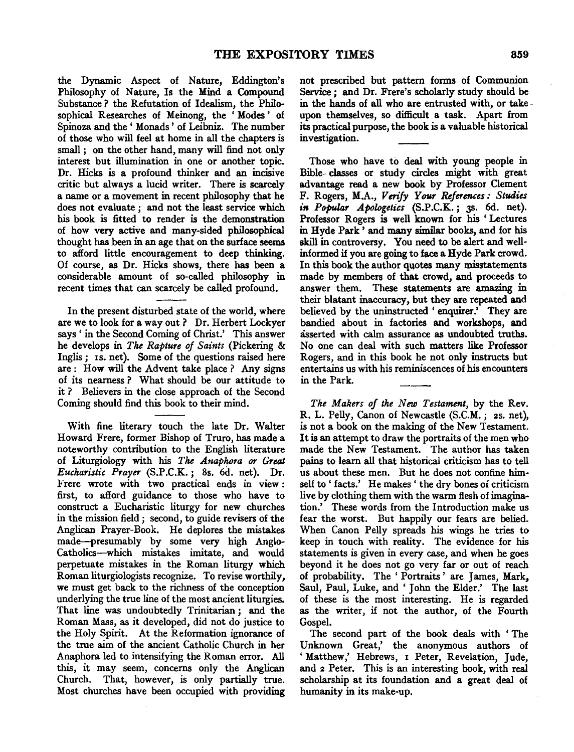the Dynamic Aspect of Nature, Eddington's Philosophy of Nature, Is the Mind a Compound Substance? the Refutation of Idealism, the Philosophical Researches of Meinong, the 'Modes' of Spinoza and the 'Monads' of Leibniz. The number of those who will feel at home in all the chapters is small; on the other hand, many will find not only interest but illumination in one or another topic. Dr. Hicks is a profound thinker and an incisive critic but always a lucid writer. There is scarcely a name or a movement in recent philosophy that he does not evaluate; and not the least service which his book is fitted to render is the demonstration of how very active and many-sided philosophical thought has been in an age that on the surface seems to afford little encouragement to deep thinking. Of course, as Dr. Hicks shows, there has been a considerable amount of so-called philosophy in recent times that can scarcely be called profound.

---

In the present disturbed state of the world, where are we to look for a way out? Dr. Herbert Lockyer says 'in the Second Coming of Christ.' This answer he develops in *The Rapture of Saints* (Pickering & Inglis; 1s. net). Some of the questions raised here are: How will the Advent take place? Any signs of its nearness? What should be our attitude to it? Believers in the close approach of the Second Coming should find this book to their mind.

---

With fine literary touch the late Dr. Walter Howard Frere, former Bishop of Truro, has made a noteworthy contribution to the English literature of Liturgiology with his *The Anaphora or Great Eucharistic Prayer* (S.P.C.K.; 8s. 6d. net). Dr. Frere wrote with two practical ends in view: first, to afford guidance to those who have to construct a Eucharistic liturgy for new churches in the mission field; second, to guide revisers of the Anglican Prayer-Book. He deplores the mistakes made—presumably by some very high Anglo-Catholics—which mistakes imitate, and would perpetuate mistakes in the Roman liturgy which Roman liturgiologists recognize. To revise worthily, we must get back to the richness of the conception underlying the true line of the most ancient liturgies. That line was undoubtedly Trinitarian; and the Roman Mass, as it developed, did not do justice to the Holy Spirit. At the Reformation ignorance of the true aim of the ancient Catholic Church in her Anaphora led to intensifying the Roman error. All this, it may seem, concerns only the Anglican Church. That, however, is only partially true. Most churches have been occupied with providing not prescribed but pattern forms of Communion Service; and Dr. Frere's scholarly study should be in the hands of all who are entrusted with, or take upon themselves, so difficult a task. Apart from its practical purpose, the book is a valuable historical investigation.

---

Those who have to deal with young people in Bible classes or study circles might with great advantage read a new book by Professor Clement F. Rogers, M.A., *Verify Your References: Studies in Popular Apologetics* (S.P.C.K.; 3s. 6d. net). Professor Rogers is well known for his 'Lectures in Hyde Park' and many similar books, and for his skill in controversy. You need to be alert and well-informed if you are going to face a Hyde Park crowd. In this book the author quotes many misstatements made by members of that crowd, and proceeds to answer them. These statements are amazing in their blatant inaccuracy, but they are repeated and believed by the uninstructed 'enquirer.' They are bandied about in factories and workshops, and asserted with calm assurance as undoubted truths. No one can deal with such matters like Professor Rogers, and in this book he not only instructs but entertains us with his reminiscences of his encounters in the Park.

---

*The Makers of the New Testament*, by the Rev. R. L. Pelly, Canon of Newcastle (S.C.M.; 2s. net), is not a book on the making of the New Testament. It is an attempt to draw the portraits of the men who made the New Testament. The author has taken pains to learn all that historical criticism has to tell us about these men. But he does not confine himself to 'facts.' He makes 'the dry bones of criticism live by clothing them with the warm flesh of imagination.' These words from the Introduction make us fear the worst. But happily our fears are belied. When Canon Pelly spreads his wings he tries to keep in touch with reality. The evidence for his statements is given in every case, and when he goes beyond it he does not go very far or out of reach of probability. The 'Portraits' are James, Mark, Saul, Paul, Luke, and 'John the Elder.' The last of these is the most interesting. He is regarded as the writer, if not the author, of the Fourth Gospel.

The second part of the book deals with 'The Unknown Great,' the anonymous authors of 'Matthew,' Hebrews, 1 Peter, Revelation, Jude, and 2 Peter. This is an interesting book, with real scholarship at its foundation and a great deal of humanity in its make-up.